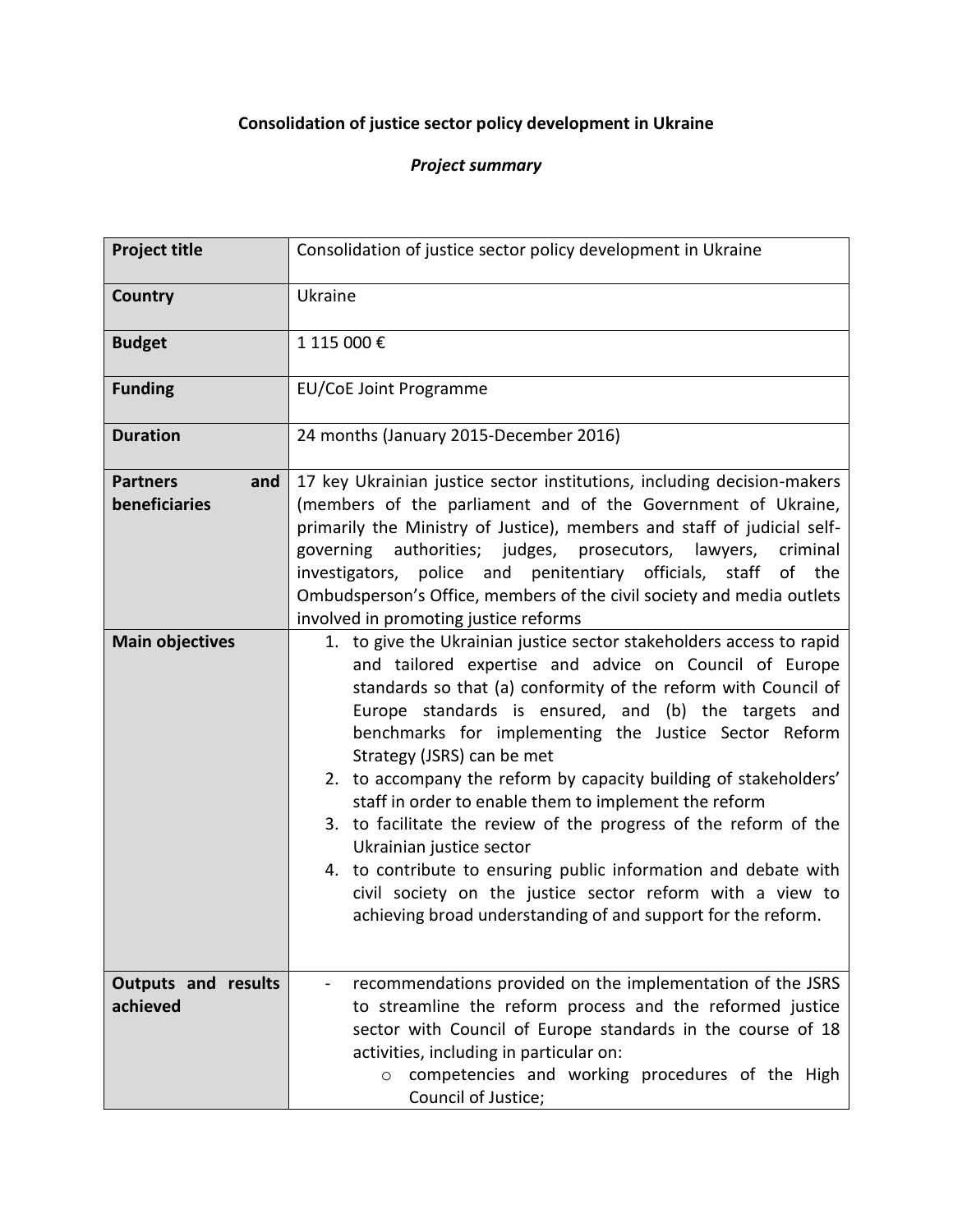# Consolidation of justice sector policy development in Ukraine

## *Project summary*

| **Project title** | Consolidation of justice sector policy development in Ukraine |
|---|---|
| **Country** | Ukraine |
| **Budget** | 1 115 000 € |
| **Funding** | EU/CoE Joint Programme |
| **Duration** | 24 months (January 2015-December 2016) |
| **Partners and beneficiaries** | 17 key Ukrainian justice sector institutions, including decision-makers (members of the parliament and of the Government of Ukraine, primarily the Ministry of Justice), members and staff of judicial self-governing authorities; judges, prosecutors, lawyers, criminal investigators, police and penitentiary officials, staff of the Ombudsperson's Office, members of the civil society and media outlets involved in promoting justice reforms |
| **Main objectives** | 1. to give the Ukrainian justice sector stakeholders access to rapid and tailored expertise and advice on Council of Europe standards so that (a) conformity of the reform with Council of Europe standards is ensured, and (b) the targets and benchmarks for implementing the Justice Sector Reform Strategy (JSRS) can be met<br>2. to accompany the reform by capacity building of stakeholders' staff in order to enable them to implement the reform<br>3. to facilitate the review of the progress of the reform of the Ukrainian justice sector<br>4. to contribute to ensuring public information and debate with civil society on the justice sector reform with a view to achieving broad understanding of and support for the reform. |
| **Outputs and results achieved** | - recommendations provided on the implementation of the JSRS to streamline the reform process and the reformed justice sector with Council of Europe standards in the course of 18 activities, including in particular on:<br>o competencies and working procedures of the High Council of Justice; |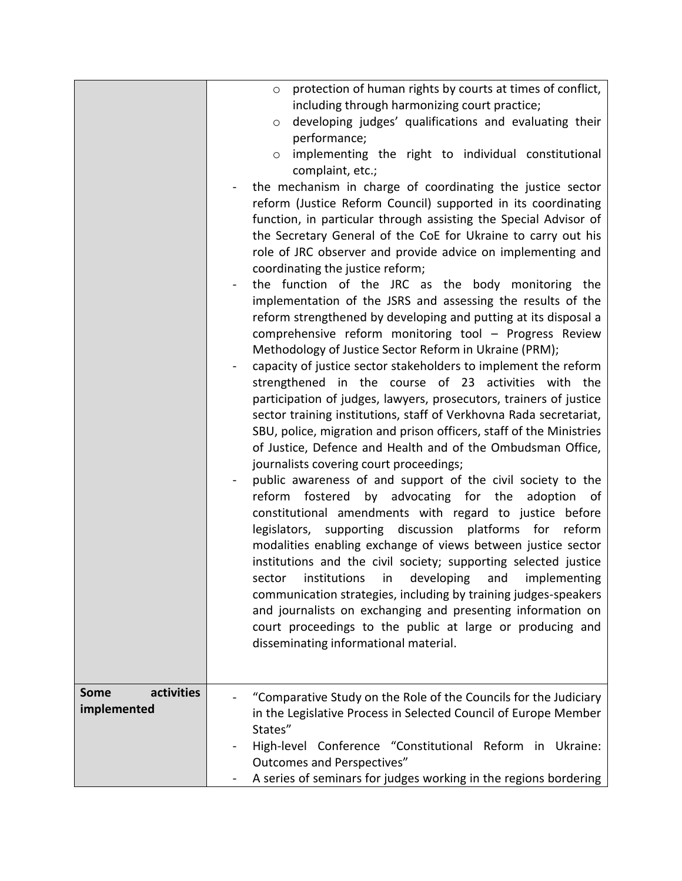|  |  |
|---|---|
|  | - protection of human rights by courts at times of conflict, including through harmonizing court practice;<br>- developing judges' qualifications and evaluating their performance;<br>- implementing the right to individual constitutional complaint, etc.;<br><br>- the mechanism in charge of coordinating the justice sector reform (Justice Reform Council) supported in its coordinating function, in particular through assisting the Special Advisor of the Secretary General of the CoE for Ukraine to carry out his role of JRC observer and provide advice on implementing and coordinating the justice reform;<br>- the function of the JRC as the body monitoring the implementation of the JSRS and assessing the results of the reform strengthened by developing and putting at its disposal a comprehensive reform monitoring tool – Progress Review Methodology of Justice Sector Reform in Ukraine (PRM);<br>- capacity of justice sector stakeholders to implement the reform strengthened in the course of 23 activities with the participation of judges, lawyers, prosecutors, trainers of justice sector training institutions, staff of Verkhovna Rada secretariat, SBU, police, migration and prison officers, staff of the Ministries of Justice, Defence and Health and of the Ombudsman Office, journalists covering court proceedings;<br>- public awareness of and support of the civil society to the reform fostered by advocating for the adoption of constitutional amendments with regard to justice before legislators, supporting discussion platforms for reform modalities enabling exchange of views between justice sector institutions and the civil society; supporting selected justice sector institutions in developing and implementing communication strategies, including by training judges-speakers and journalists on exchanging and presenting information on court proceedings to the public at large or producing and disseminating informational material. |
| **Some activities implemented** | - "Comparative Study on the Role of the Councils for the Judiciary in the Legislative Process in Selected Council of Europe Member States"<br>- High-level Conference "Constitutional Reform in Ukraine: Outcomes and Perspectives"<br>- A series of seminars for judges working in the regions bordering |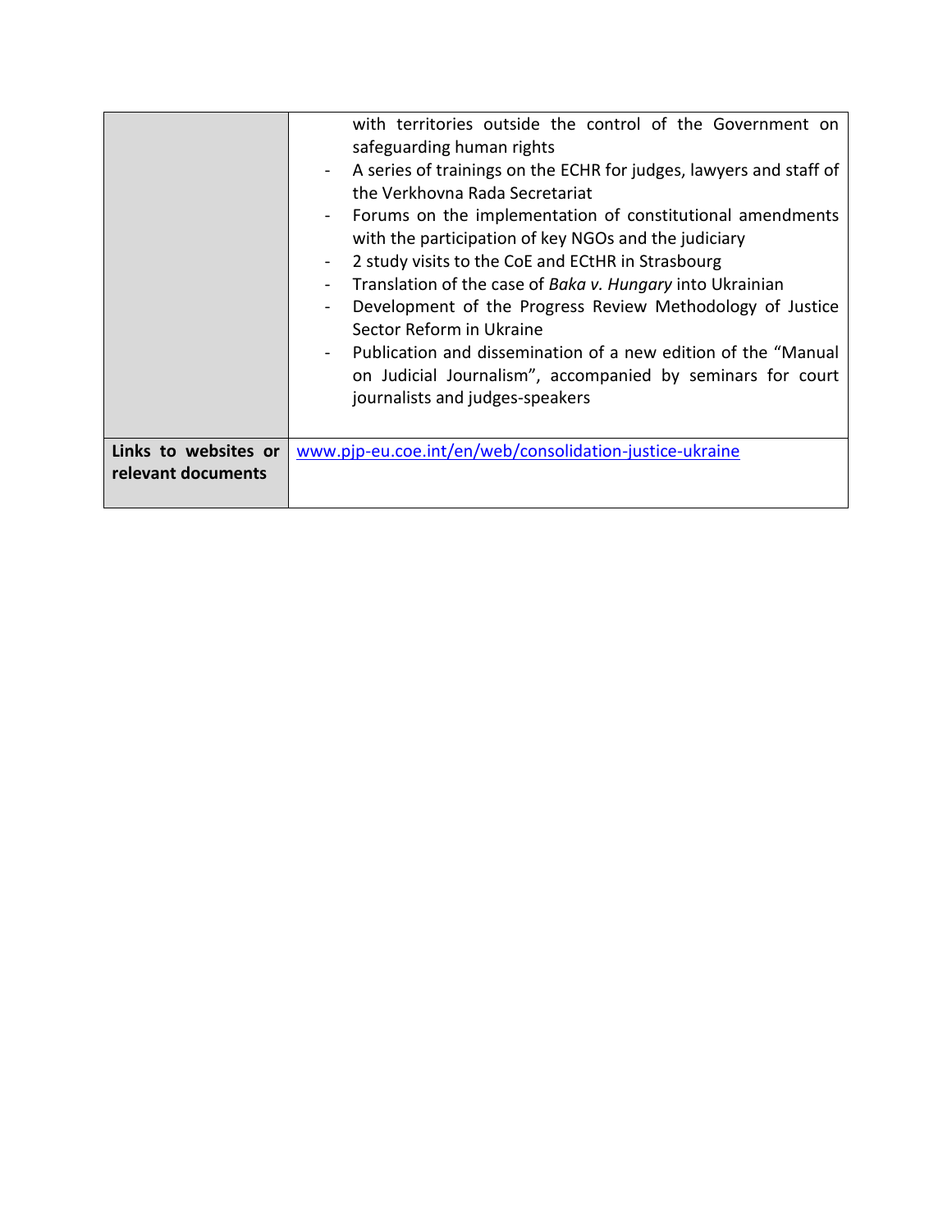| | |
|---|---|
| | with territories outside the control of the Government on safeguarding human rights<br>- A series of trainings on the ECHR for judges, lawyers and staff of the Verkhovna Rada Secretariat<br>- Forums on the implementation of constitutional amendments with the participation of key NGOs and the judiciary<br>- 2 study visits to the CoE and ECtHR in Strasbourg<br>- Translation of the case of *Baka v. Hungary* into Ukrainian<br>- Development of the Progress Review Methodology of Justice Sector Reform in Ukraine<br>- Publication and dissemination of a new edition of the "Manual on Judicial Journalism", accompanied by seminars for court journalists and judges-speakers |
| **Links to websites or relevant documents** | www.pjp-eu.coe.int/en/web/consolidation-justice-ukraine |